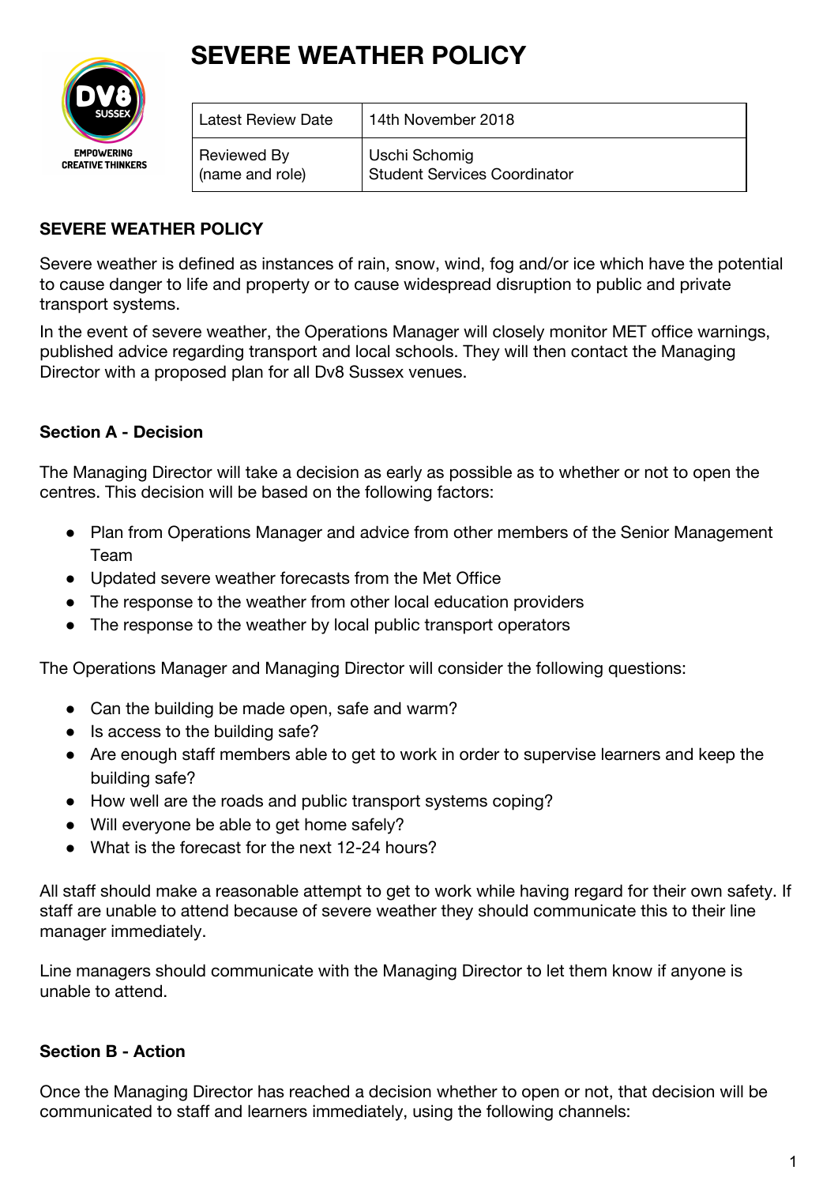# SEVERE WEATHER POLICY

| Latest Review Date | 14th November 2018 |
| --- | --- |
| Reviewed By (name and role) | Uschi Schomig Student Services Coordinator |

**SEVERE WEATHER POLICY**

Severe weather is defined as instances of rain, snow, wind, fog and/or ice which have the potential to cause danger to life and property or to cause widespread disruption to public and private transport systems.

In the event of severe weather, the Operations Manager will closely monitor MET office warnings, published advice regarding transport and local schools. They will then contact the Managing Director with a proposed plan for all Dv8 Sussex venues.

**Section A - Decision**

The Managing Director will take a decision as early as possible as to whether or not to open the centres. This decision will be based on the following factors:

- Plan from Operations Manager and advice from other members of the Senior Management Team
- Updated severe weather forecasts from the Met Office
- The response to the weather from other local education providers
- The response to the weather by local public transport operators

The Operations Manager and Managing Director will consider the following questions:

- Can the building be made open, safe and warm?
- Is access to the building safe?
- Are enough staff members able to get to work in order to supervise learners and keep the building safe?
- How well are the roads and public transport systems coping?
- Will everyone be able to get home safely?
- What is the forecast for the next 12-24 hours?

All staff should make a reasonable attempt to get to work while having regard for their own safety. If staff are unable to attend because of severe weather they should communicate this to their line manager immediately.

Line managers should communicate with the Managing Director to let them know if anyone is unable to attend.

**Section B - Action**

Once the Managing Director has reached a decision whether to open or not, that decision will be communicated to staff and learners immediately, using the following channels: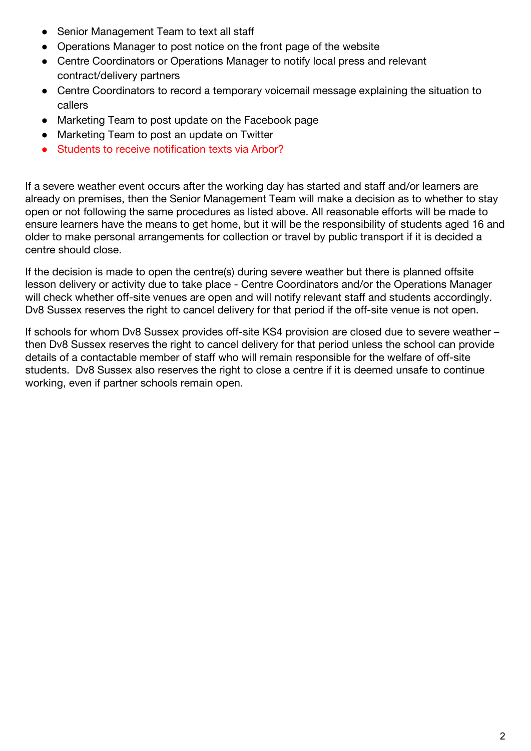- Senior Management Team to text all staff
- Operations Manager to post notice on the front page of the website
- Centre Coordinators or Operations Manager to notify local press and relevant contract/delivery partners
- Centre Coordinators to record a temporary voicemail message explaining the situation to callers
- Marketing Team to post update on the Facebook page
- Marketing Team to post an update on Twitter
- Students to receive notification texts via Arbor?

If a severe weather event occurs after the working day has started and staff and/or learners are already on premises, then the Senior Management Team will make a decision as to whether to stay open or not following the same procedures as listed above. All reasonable efforts will be made to ensure learners have the means to get home, but it will be the responsibility of students aged 16 and older to make personal arrangements for collection or travel by public transport if it is decided a centre should close.

If the decision is made to open the centre(s) during severe weather but there is planned offsite lesson delivery or activity due to take place - Centre Coordinators and/or the Operations Manager will check whether off-site venues are open and will notify relevant staff and students accordingly. Dv8 Sussex reserves the right to cancel delivery for that period if the off-site venue is not open.

If schools for whom Dv8 Sussex provides off-site KS4 provision are closed due to severe weather – then Dv8 Sussex reserves the right to cancel delivery for that period unless the school can provide details of a contactable member of staff who will remain responsible for the welfare of off-site students. Dv8 Sussex also reserves the right to close a centre if it is deemed unsafe to continue working, even if partner schools remain open.